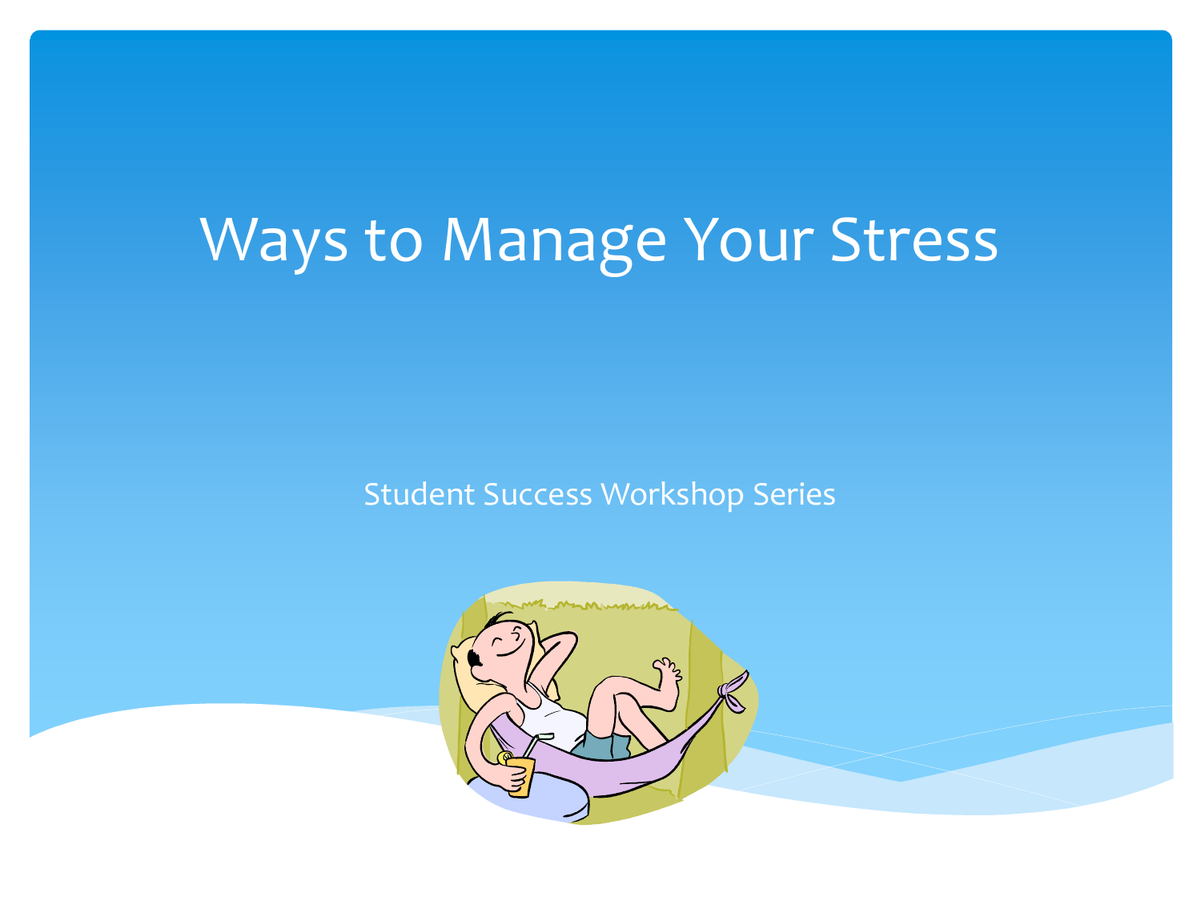# Ways to Manage Your Stress

Student Success Workshop Series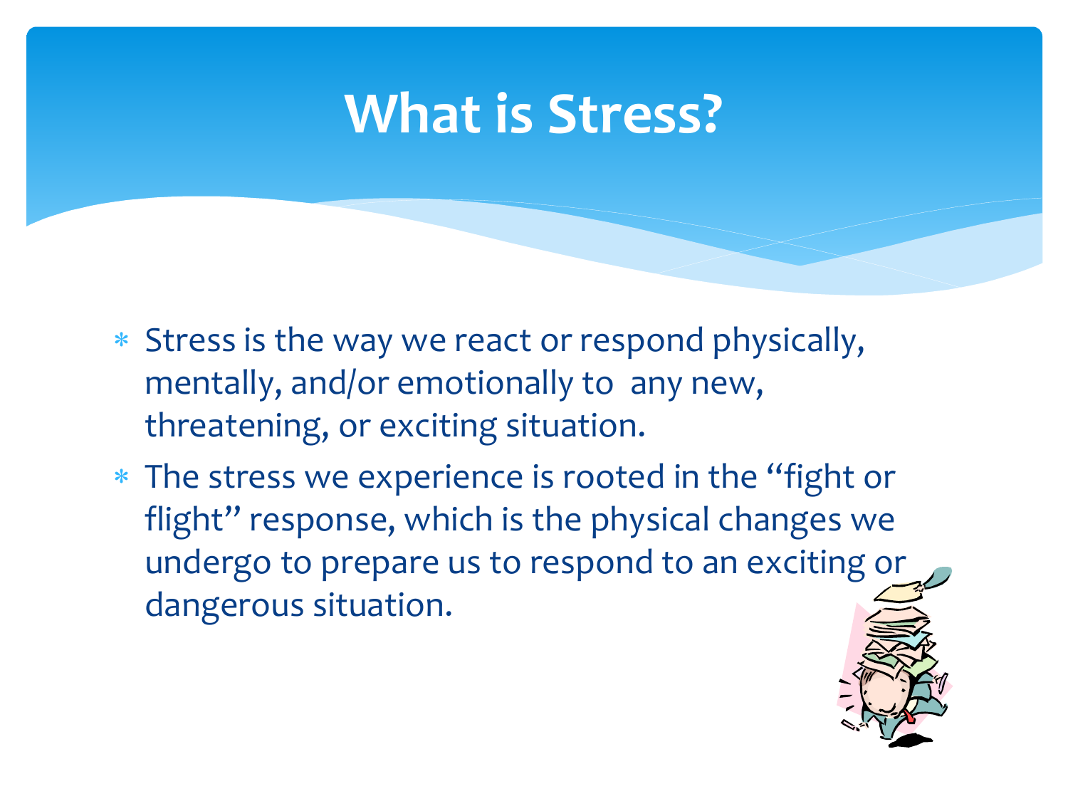# What is Stress?

- Stress is the way we react or respond physically, mentally, and/or emotionally to any new, threatening, or exciting situation.
- The stress we experience is rooted in the "fight or flight" response, which is the physical changes we undergo to prepare us to respond to an exciting or dangerous situation.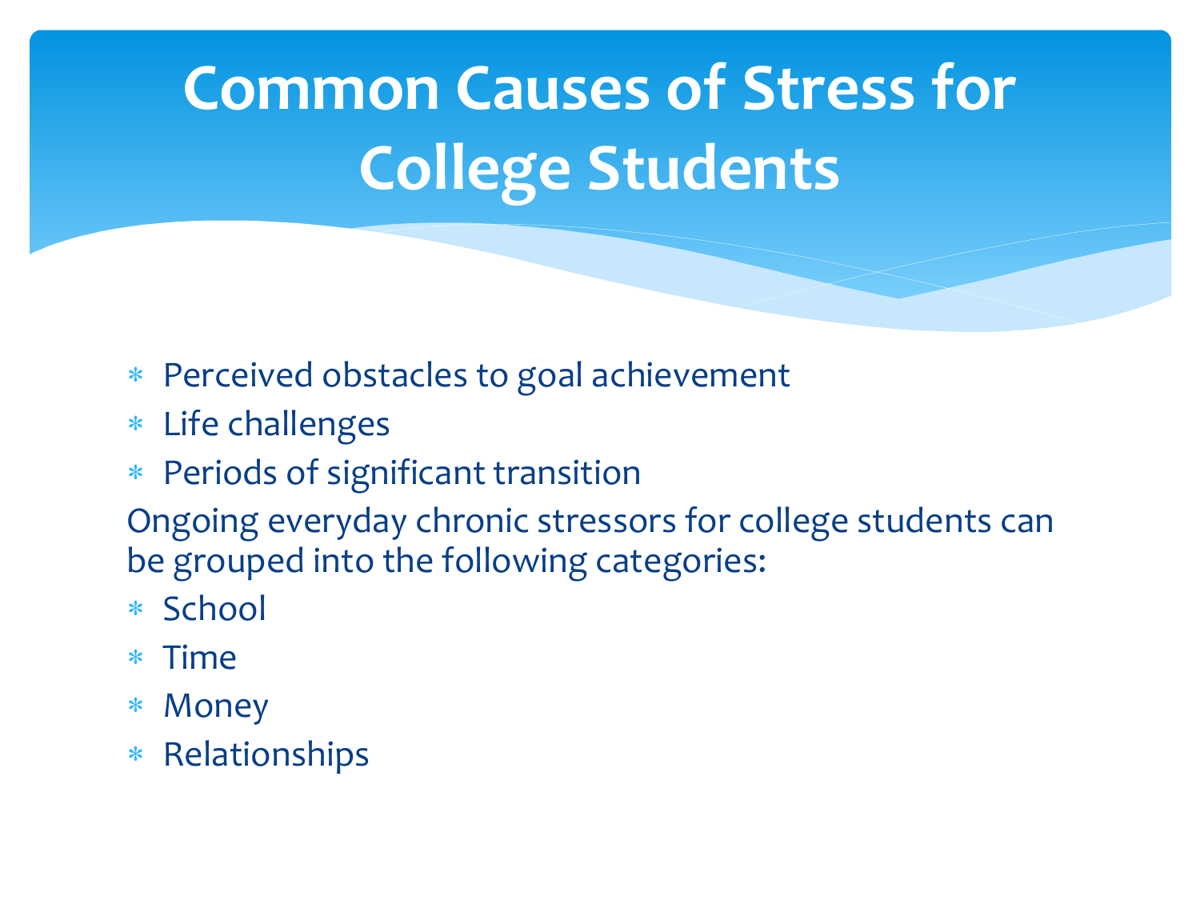# Common Causes of Stress for College Students

- Perceived obstacles to goal achievement
- Life challenges
- Periods of significant transition

Ongoing everyday chronic stressors for college students can be grouped into the following categories:

- School
- Time
- Money
- Relationships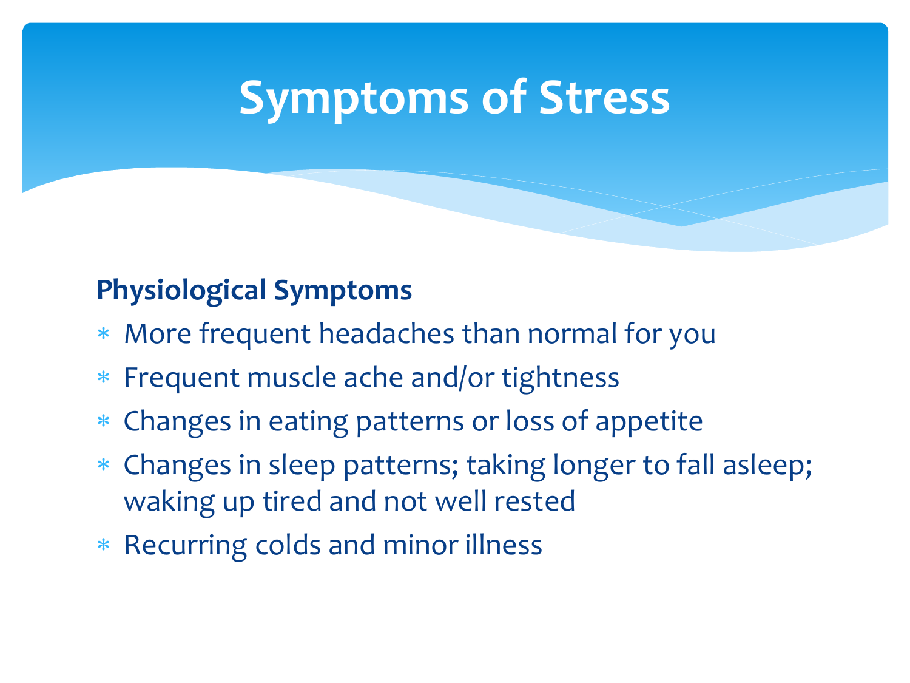# Symptoms of Stress

**Physiological Symptoms**

- More frequent headaches than normal for you
- Frequent muscle ache and/or tightness
- Changes in eating patterns or loss of appetite
- Changes in sleep patterns; taking longer to fall asleep; waking up tired and not well rested
- Recurring colds and minor illness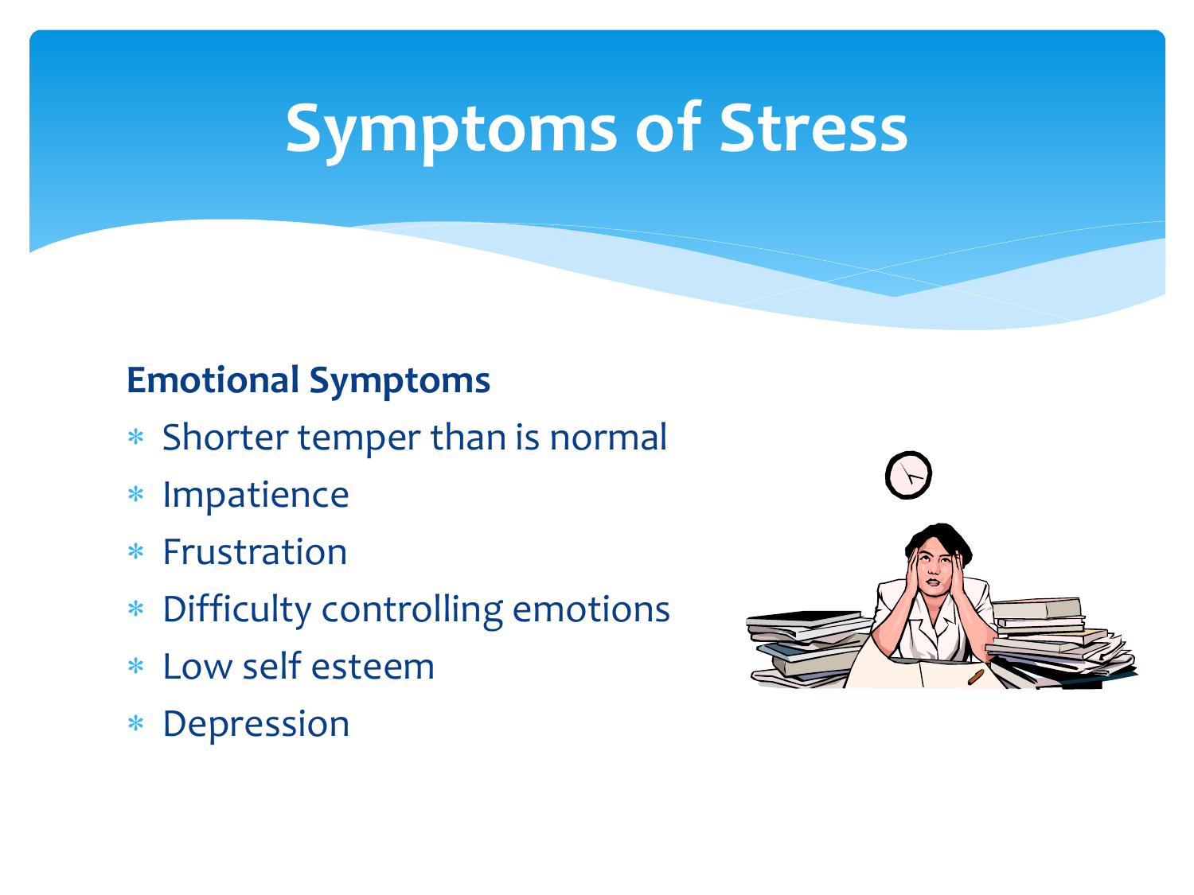# Symptoms of Stress

**Emotional Symptoms**

- Shorter temper than is normal
- Impatience
- Frustration
- Difficulty controlling emotions
- Low self esteem
- Depression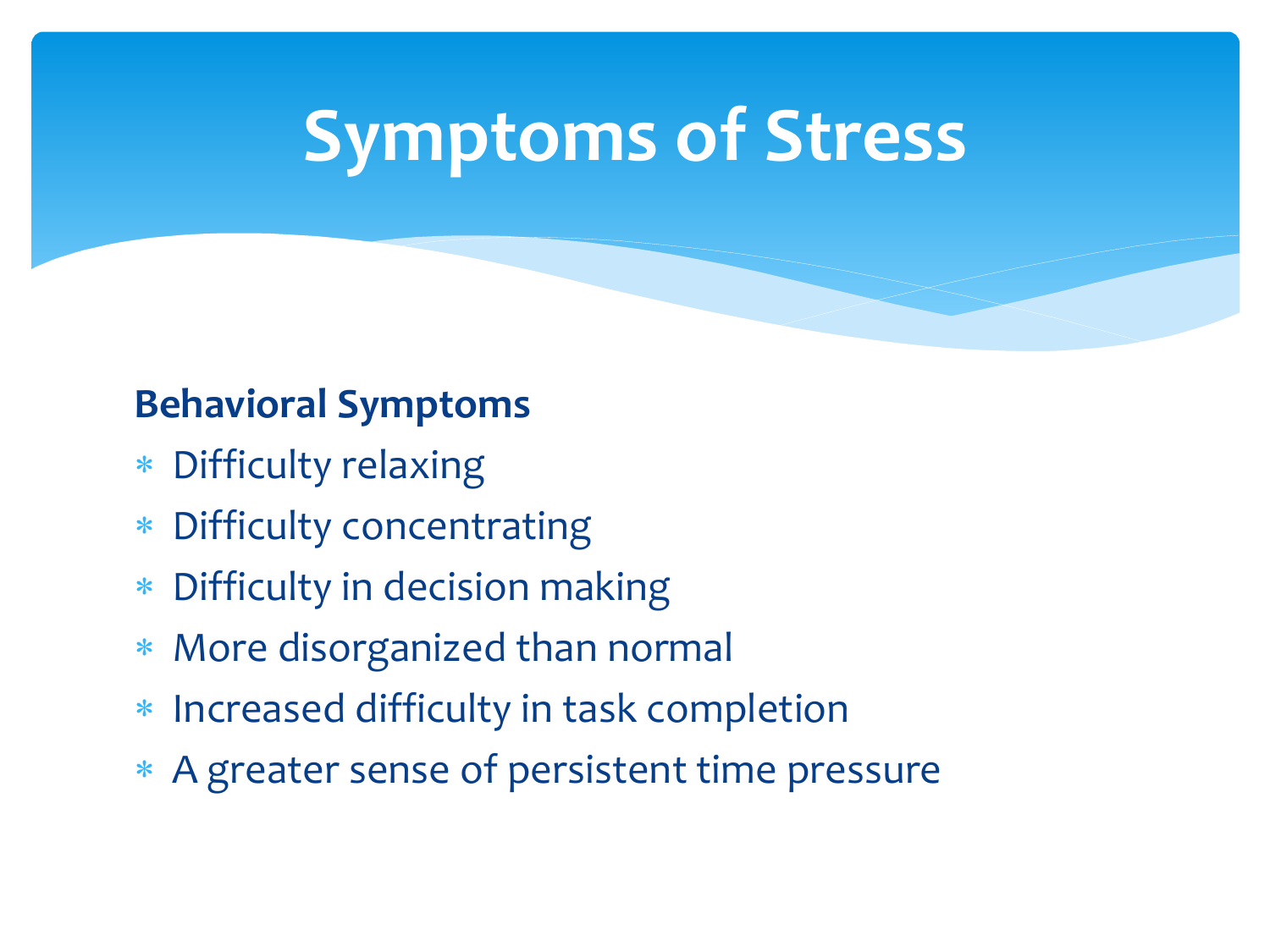# Symptoms of Stress

**Behavioral Symptoms**

- Difficulty relaxing
- Difficulty concentrating
- Difficulty in decision making
- More disorganized than normal
- Increased difficulty in task completion
- A greater sense of persistent time pressure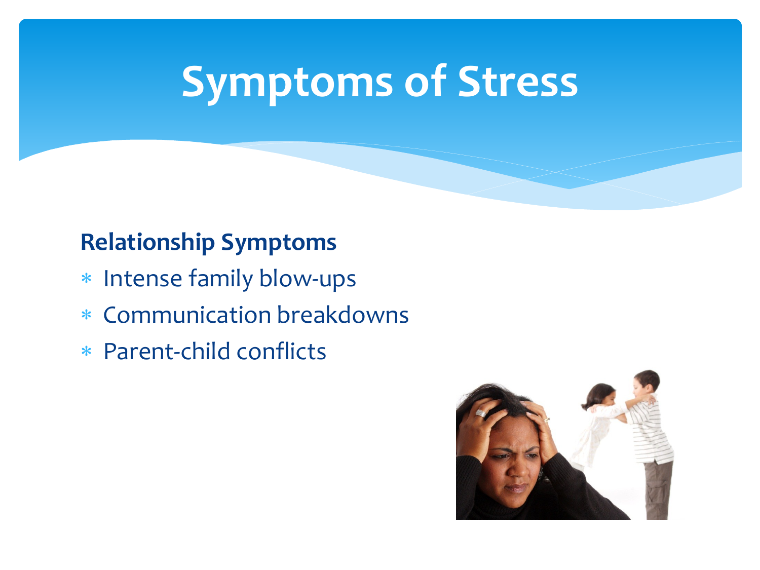# Symptoms of Stress

**Relationship Symptoms**

- Intense family blow-ups
- Communication breakdowns
- Parent-child conflicts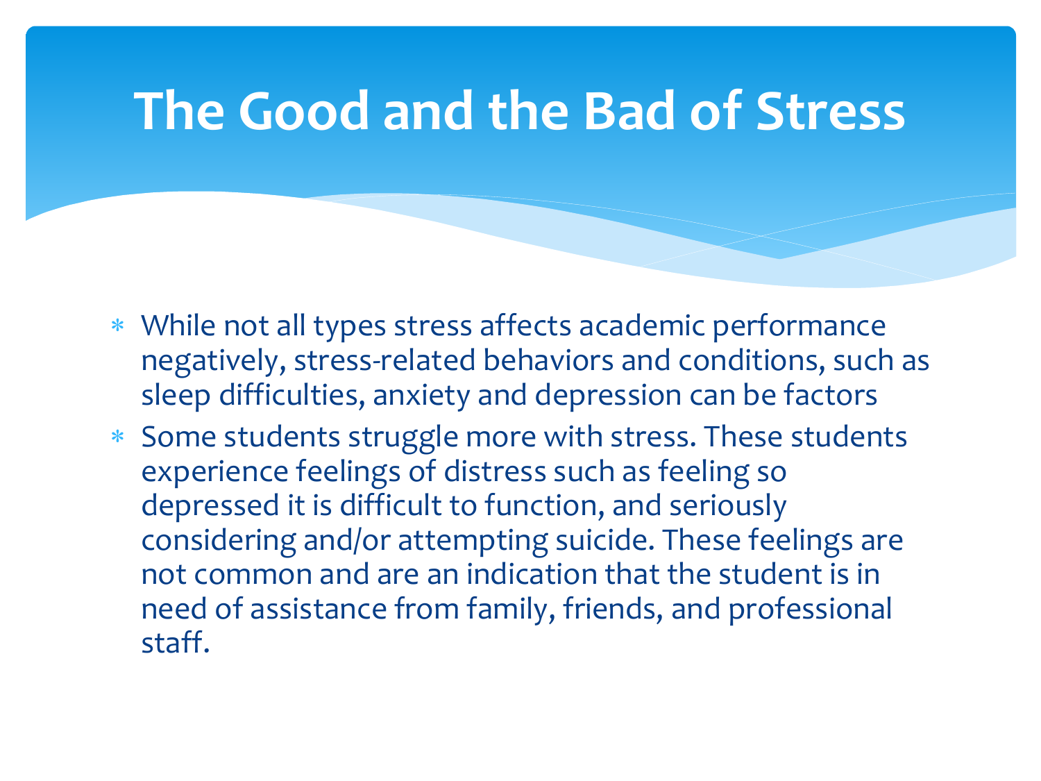# The Good and the Bad of Stress

- While not all types stress affects academic performance negatively, stress-related behaviors and conditions, such as sleep difficulties, anxiety and depression can be factors
- Some students struggle more with stress. These students experience feelings of distress such as feeling so depressed it is difficult to function, and seriously considering and/or attempting suicide. These feelings are not common and are an indication that the student is in need of assistance from family, friends, and professional staff.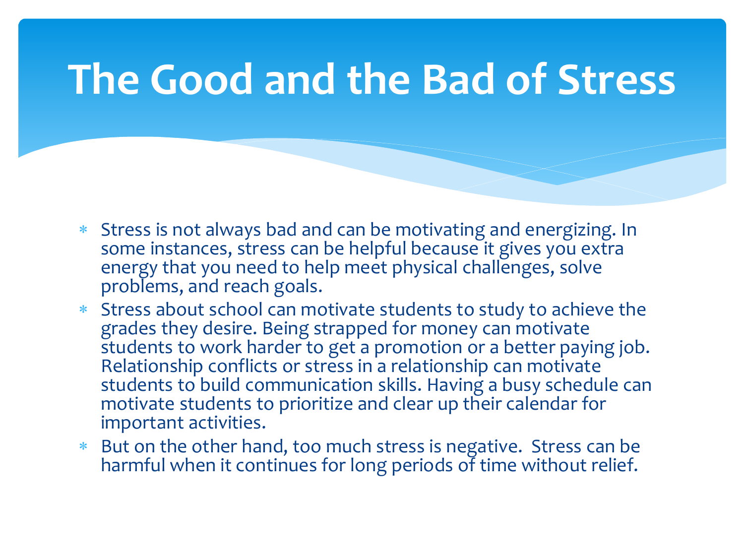# The Good and the Bad of Stress

- Stress is not always bad and can be motivating and energizing. In some instances, stress can be helpful because it gives you extra energy that you need to help meet physical challenges, solve problems, and reach goals.
- Stress about school can motivate students to study to achieve the grades they desire. Being strapped for money can motivate students to work harder to get a promotion or a better paying job. Relationship conflicts or stress in a relationship can motivate students to build communication skills. Having a busy schedule can motivate students to prioritize and clear up their calendar for important activities.
- But on the other hand, too much stress is negative. Stress can be harmful when it continues for long periods of time without relief.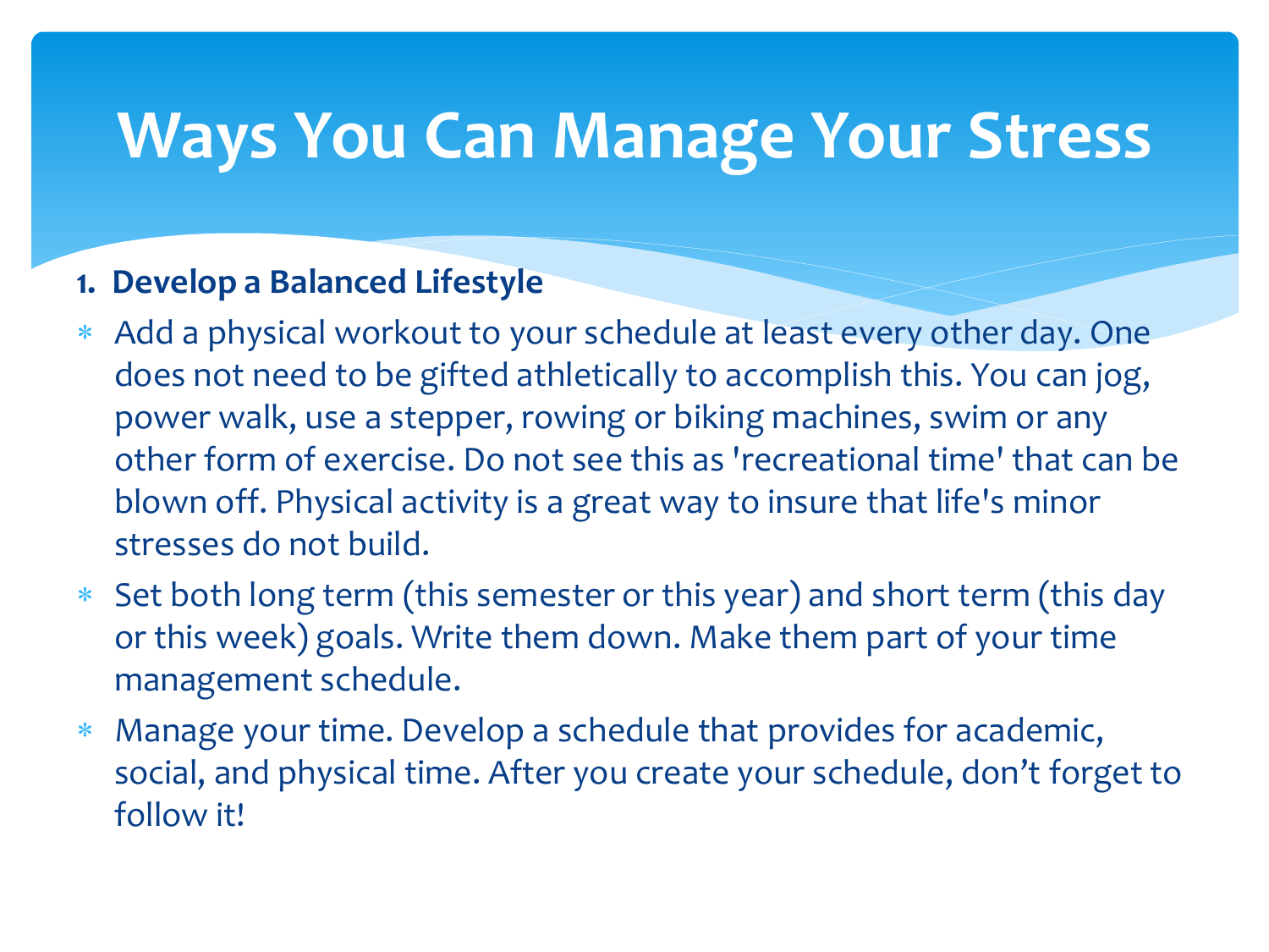# Ways You Can Manage Your Stress

**1. Develop a Balanced Lifestyle**

* Add a physical workout to your schedule at least every other day. One does not need to be gifted athletically to accomplish this. You can jog, power walk, use a stepper, rowing or biking machines, swim or any other form of exercise. Do not see this as 'recreational time' that can be blown off. Physical activity is a great way to insure that life's minor stresses do not build.
* Set both long term (this semester or this year) and short term (this day or this week) goals. Write them down. Make them part of your time management schedule.
* Manage your time. Develop a schedule that provides for academic, social, and physical time. After you create your schedule, don't forget to follow it!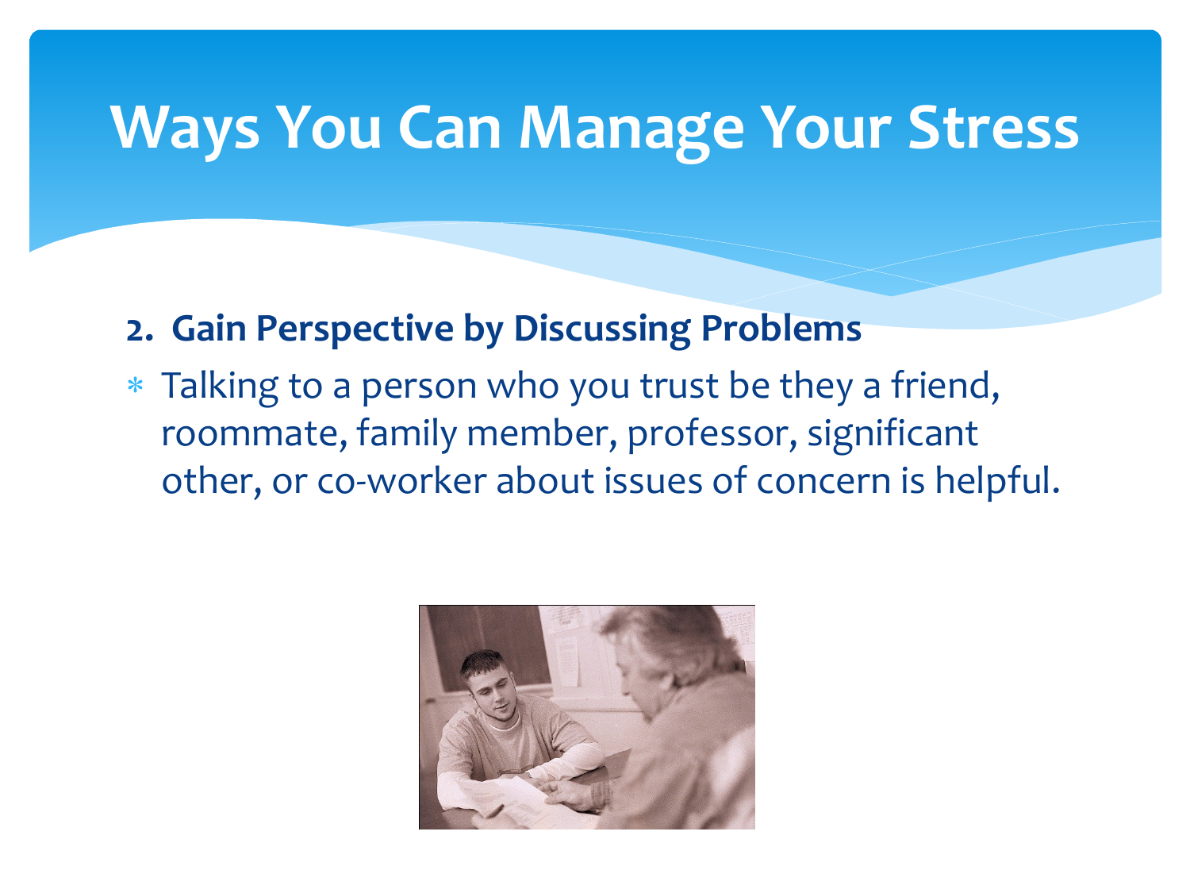# Ways You Can Manage Your Stress

**2. Gain Perspective by Discussing Problems**

* Talking to a person who you trust be they a friend, roommate, family member, professor, significant other, or co-worker about issues of concern is helpful.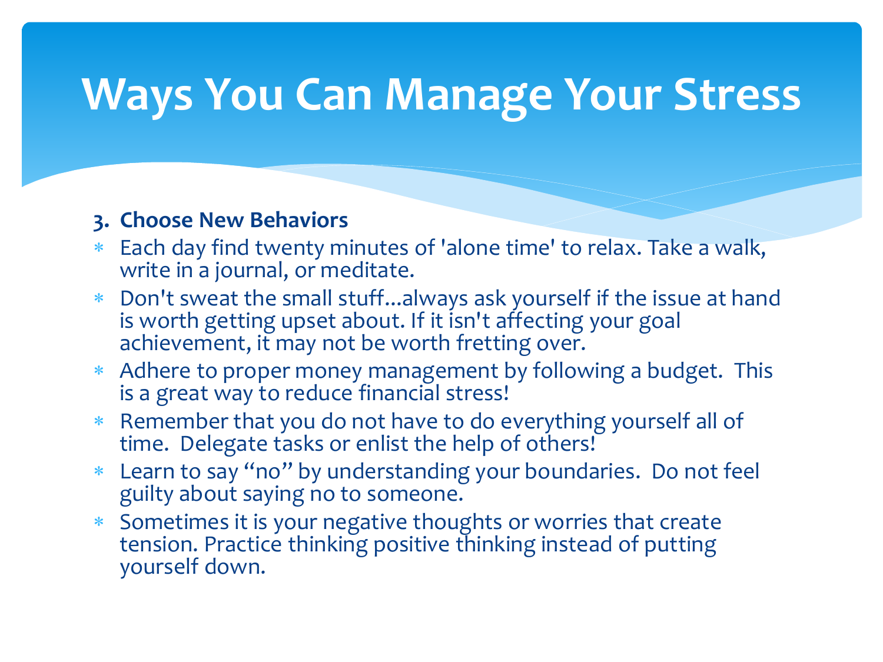# Ways You Can Manage Your Stress

**3. Choose New Behaviors**

- Each day find twenty minutes of 'alone time' to relax. Take a walk, write in a journal, or meditate.
- Don't sweat the small stuff…always ask yourself if the issue at hand is worth getting upset about. If it isn't affecting your goal achievement, it may not be worth fretting over.
- Adhere to proper money management by following a budget.  This is a great way to reduce financial stress!
- Remember that you do not have to do everything yourself all of time.  Delegate tasks or enlist the help of others!
- Learn to say "no" by understanding your boundaries.  Do not feel guilty about saying no to someone.
- Sometimes it is your negative thoughts or worries that create tension. Practice thinking positive thinking instead of putting yourself down.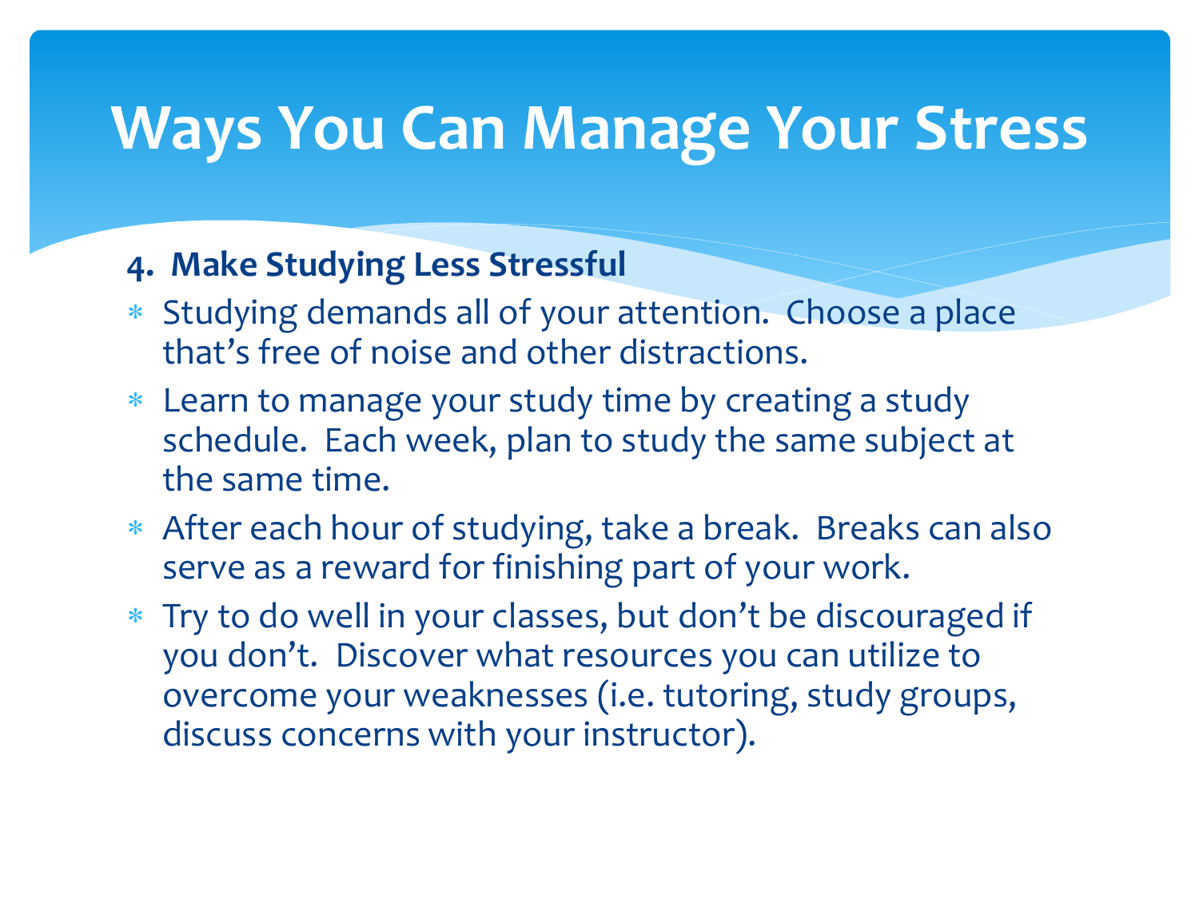# Ways You Can Manage Your Stress

**4. Make Studying Less Stressful**

* Studying demands all of your attention. Choose a place that's free of noise and other distractions.
* Learn to manage your study time by creating a study schedule. Each week, plan to study the same subject at the same time.
* After each hour of studying, take a break. Breaks can also serve as a reward for finishing part of your work.
* Try to do well in your classes, but don't be discouraged if you don't. Discover what resources you can utilize to overcome your weaknesses (i.e. tutoring, study groups, discuss concerns with your instructor).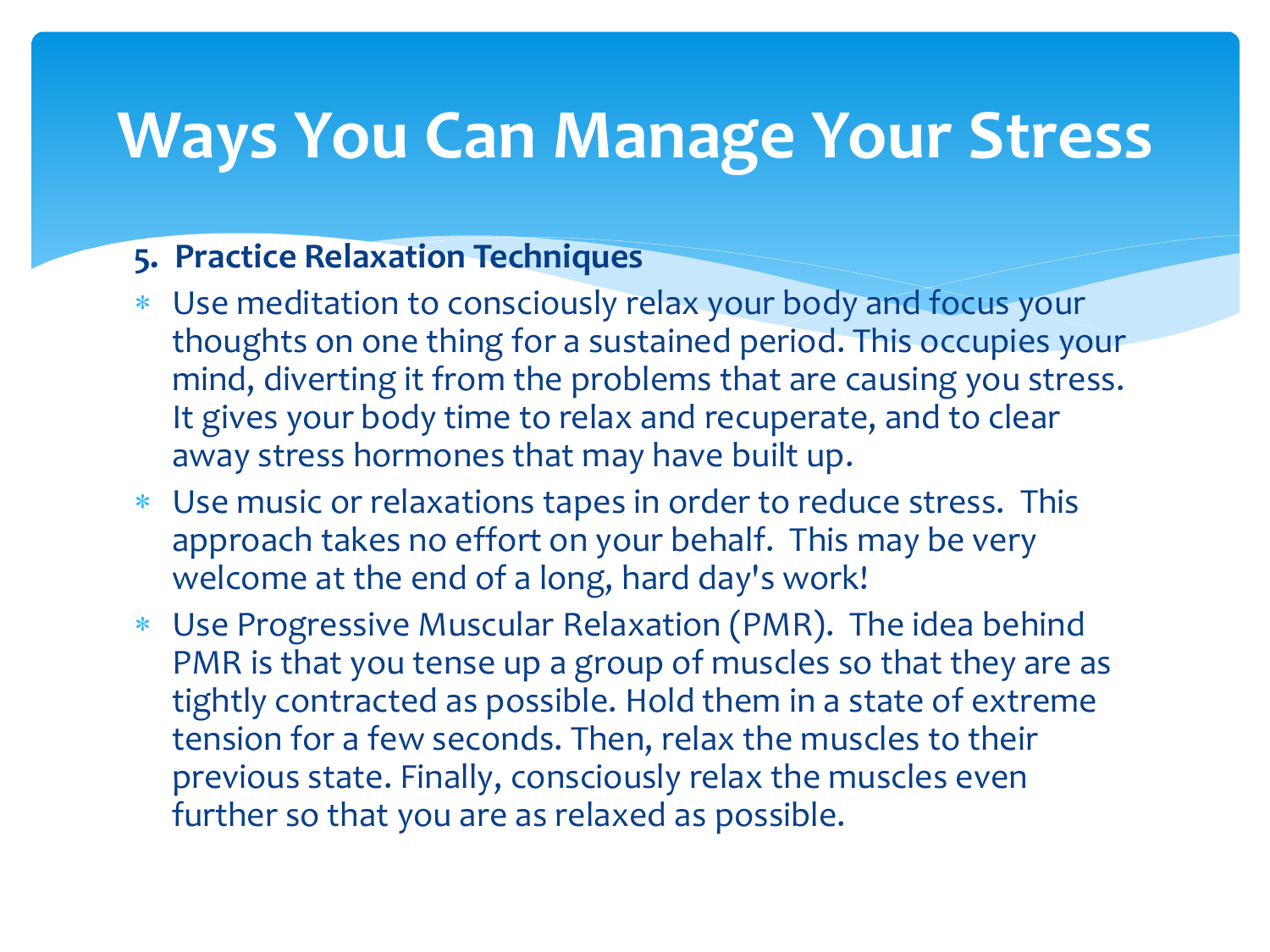# Ways You Can Manage Your Stress

**5. Practice Relaxation Techniques**

- Use meditation to consciously relax your body and focus your thoughts on one thing for a sustained period. This occupies your mind, diverting it from the problems that are causing you stress. It gives your body time to relax and recuperate, and to clear away stress hormones that may have built up.
- Use music or relaxations tapes in order to reduce stress. This approach takes no effort on your behalf. This may be very welcome at the end of a long, hard day's work!
- Use Progressive Muscular Relaxation (PMR). The idea behind PMR is that you tense up a group of muscles so that they are as tightly contracted as possible. Hold them in a state of extreme tension for a few seconds. Then, relax the muscles to their previous state. Finally, consciously relax the muscles even further so that you are as relaxed as possible.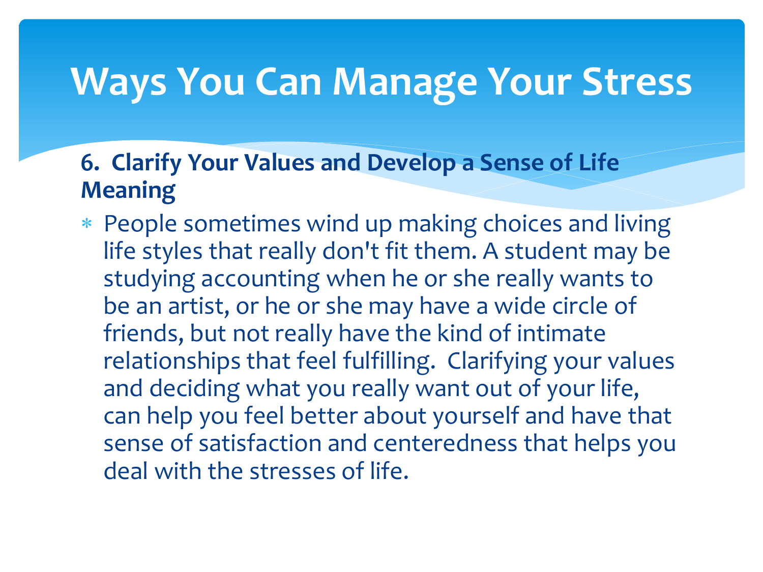# Ways You Can Manage Your Stress

**6. Clarify Your Values and Develop a Sense of Life Meaning**

- People sometimes wind up making choices and living life styles that really don't fit them. A student may be studying accounting when he or she really wants to be an artist, or he or she may have a wide circle of friends, but not really have the kind of intimate relationships that feel fulfilling. Clarifying your values and deciding what you really want out of your life, can help you feel better about yourself and have that sense of satisfaction and centeredness that helps you deal with the stresses of life.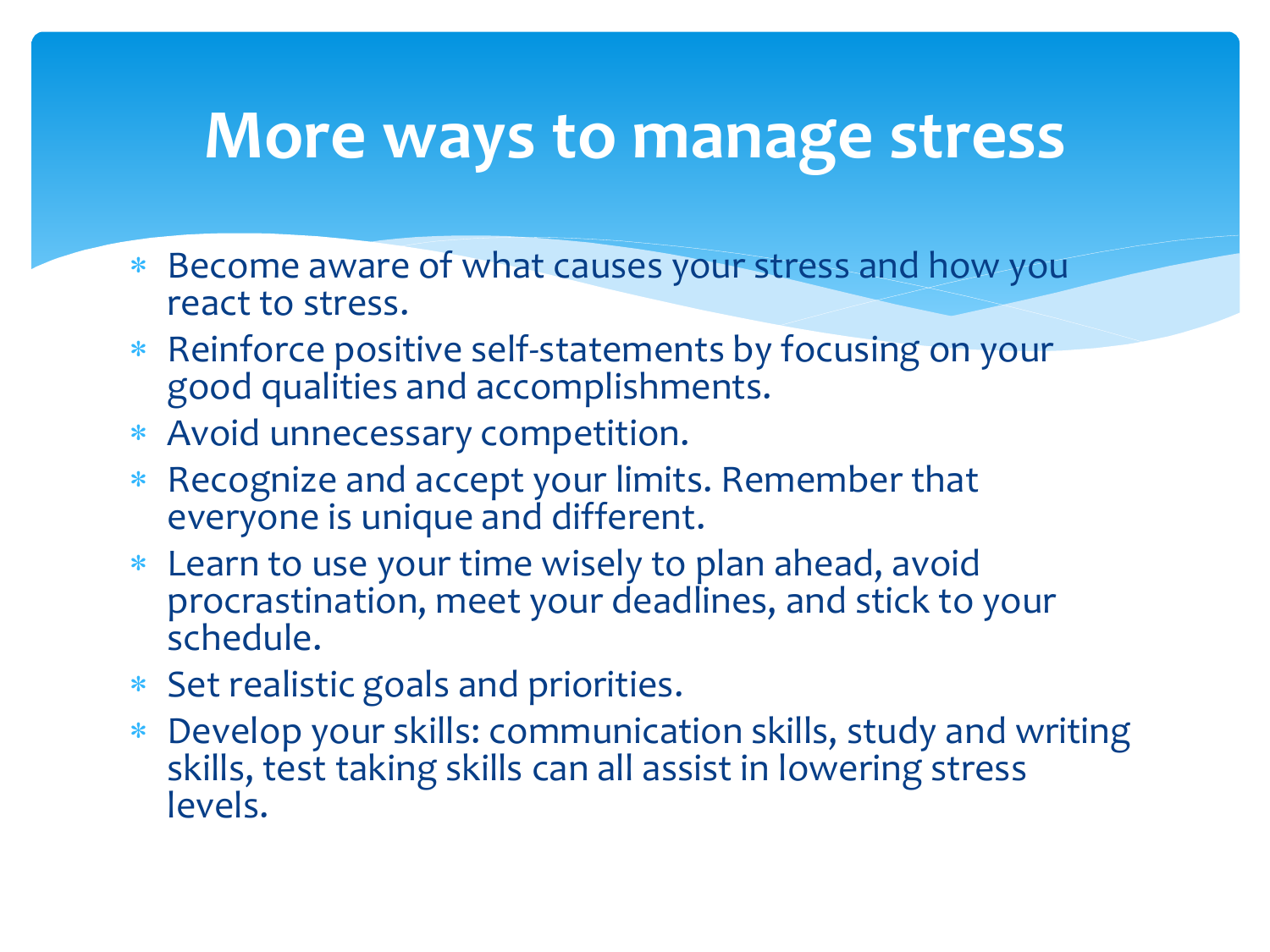# More ways to manage stress

- Become aware of what causes your stress and how you react to stress.
- Reinforce positive self-statements by focusing on your good qualities and accomplishments.
- Avoid unnecessary competition.
- Recognize and accept your limits. Remember that everyone is unique and different.
- Learn to use your time wisely to plan ahead, avoid procrastination, meet your deadlines, and stick to your schedule.
- Set realistic goals and priorities.
- Develop your skills: communication skills, study and writing skills, test taking skills can all assist in lowering stress levels.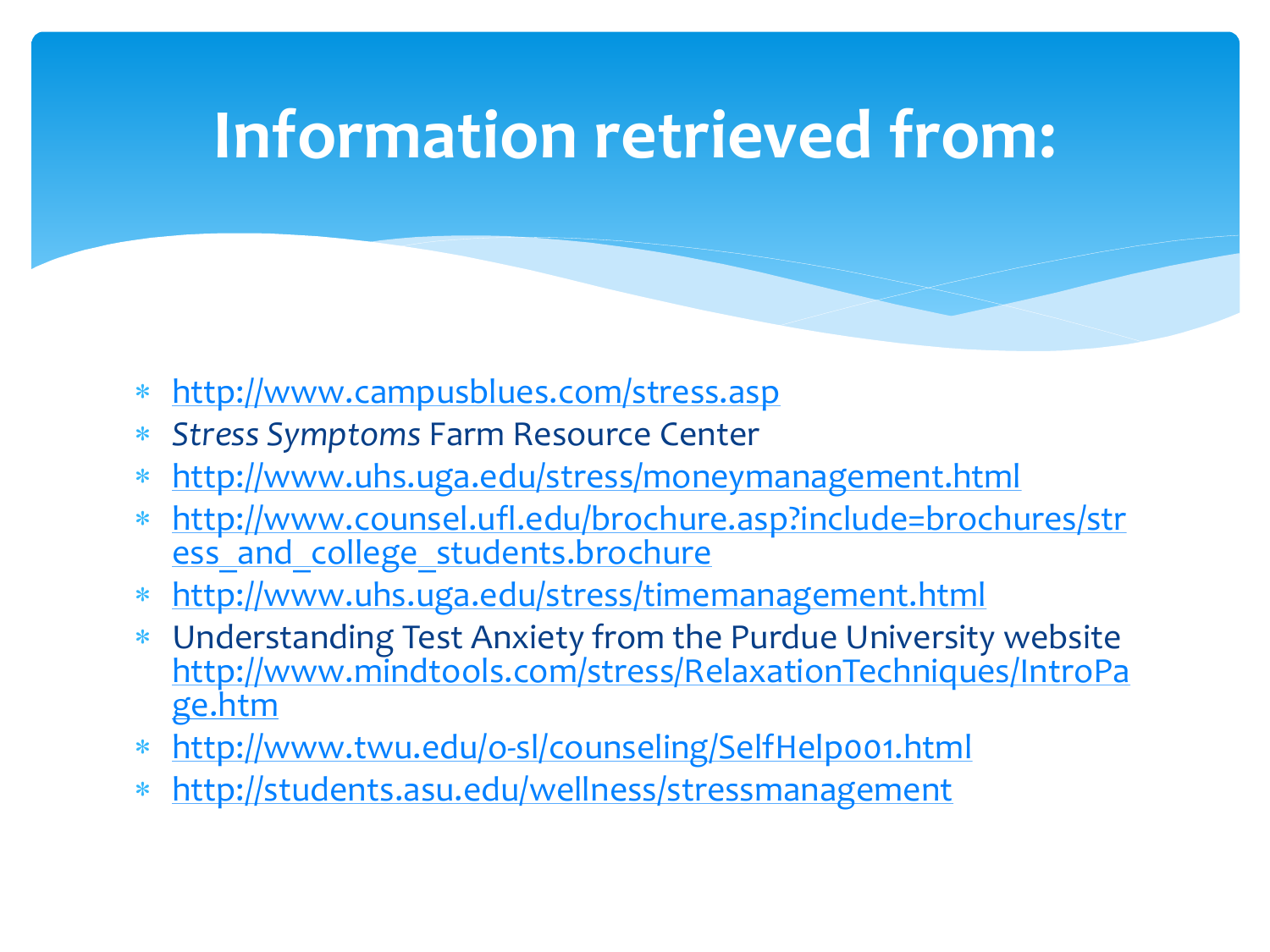# Information retrieved from:

- http://www.campusblues.com/stress.asp
- *Stress Symptoms* Farm Resource Center
- http://www.uhs.uga.edu/stress/moneymanagement.html
- http://www.counsel.ufl.edu/brochure.asp?include=brochures/stress_and_college_students.brochure
- http://www.uhs.uga.edu/stress/timemanagement.html
- Understanding Test Anxiety from the Purdue University website http://www.mindtools.com/stress/RelaxationTechniques/IntroPage.htm
- http://www.twu.edu/o-sl/counseling/SelfHelp001.html
- http://students.asu.edu/wellness/stressmanagement